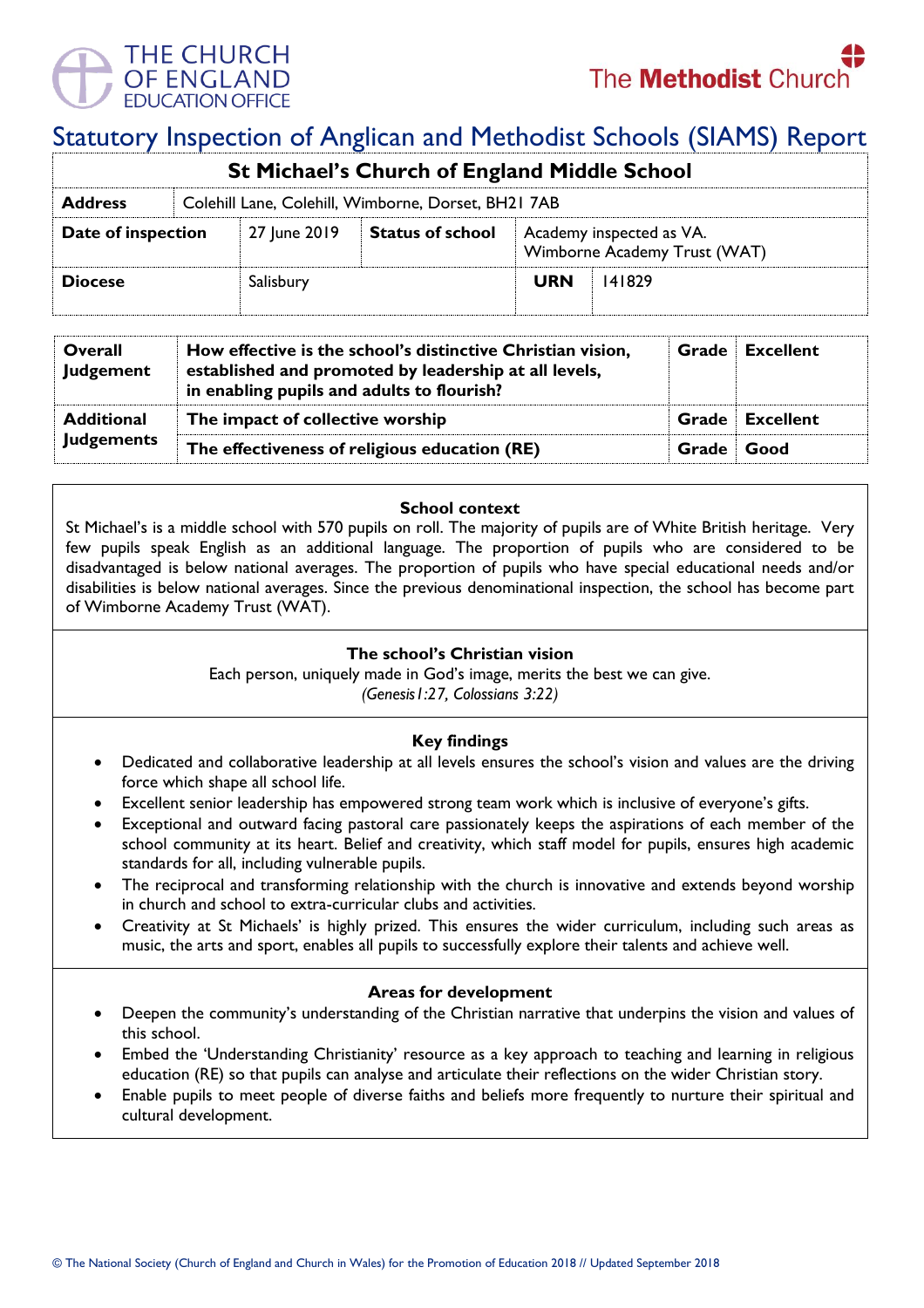# Statutory Inspection of Anglican and Methodist Schools (SIAMS) Report

| St Michael's Church of England Middle School | | | | | |
|---|---|---|---|---|---|
| **Address** | Colehill Lane, Colehill, Wimborne, Dorset, BH21 7AB | | | | |
| **Date of inspection** | 27 June 2019 | **Status of school** | Academy inspected as VA. Wimborne Academy Trust (WAT) | | |
| **Diocese** | Salisbury | | **URN** | 141829 | |

| | | | |
|---|---|---|---|
| **Overall Judgement** | **How effective is the school's distinctive Christian vision, established and promoted by leadership at all levels, in enabling pupils and adults to flourish?** | **Grade** | **Excellent** |
| **Additional Judgements** | **The impact of collective worship** | **Grade** | **Excellent** |
| | **The effectiveness of religious education (RE)** | **Grade** | **Good** |

## School context

St Michael's is a middle school with 570 pupils on roll. The majority of pupils are of White British heritage. Very few pupils speak English as an additional language. The proportion of pupils who are considered to be disadvantaged is below national averages. The proportion of pupils who have special educational needs and/or disabilities is below national averages. Since the previous denominational inspection, the school has become part of Wimborne Academy Trust (WAT).

## The school's Christian vision

Each person, uniquely made in God's image, merits the best we can give.
*(Genesis1:27, Colossians 3:22)*

## Key findings

- Dedicated and collaborative leadership at all levels ensures the school's vision and values are the driving force which shape all school life.
- Excellent senior leadership has empowered strong team work which is inclusive of everyone's gifts.
- Exceptional and outward facing pastoral care passionately keeps the aspirations of each member of the school community at its heart. Belief and creativity, which staff model for pupils, ensures high academic standards for all, including vulnerable pupils.
- The reciprocal and transforming relationship with the church is innovative and extends beyond worship in church and school to extra-curricular clubs and activities.
- Creativity at St Michaels' is highly prized. This ensures the wider curriculum, including such areas as music, the arts and sport, enables all pupils to successfully explore their talents and achieve well.

## Areas for development

- Deepen the community's understanding of the Christian narrative that underpins the vision and values of this school.
- Embed the 'Understanding Christianity' resource as a key approach to teaching and learning in religious education (RE) so that pupils can analyse and articulate their reflections on the wider Christian story.
- Enable pupils to meet people of diverse faiths and beliefs more frequently to nurture their spiritual and cultural development.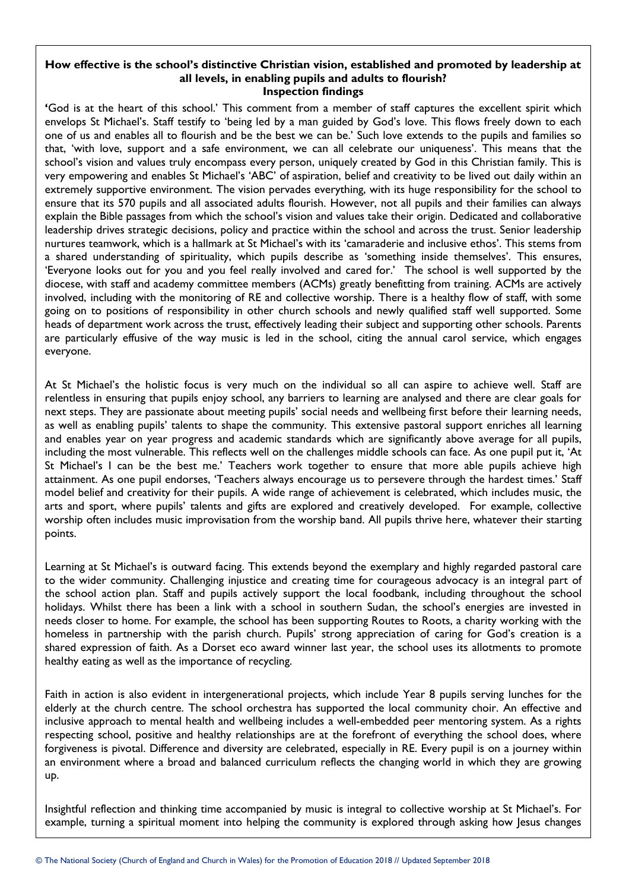**How effective is the school's distinctive Christian vision, established and promoted by leadership at all levels, in enabling pupils and adults to flourish?**
**Inspection findings**

**'**God is at the heart of this school.' This comment from a member of staff captures the excellent spirit which envelops St Michael's. Staff testify to 'being led by a man guided by God's love. This flows freely down to each one of us and enables all to flourish and be the best we can be.' Such love extends to the pupils and families so that, 'with love, support and a safe environment, we can all celebrate our uniqueness'. This means that the school's vision and values truly encompass every person, uniquely created by God in this Christian family. This is very empowering and enables St Michael's 'ABC' of aspiration, belief and creativity to be lived out daily within an extremely supportive environment. The vision pervades everything, with its huge responsibility for the school to ensure that its 570 pupils and all associated adults flourish. However, not all pupils and their families can always explain the Bible passages from which the school's vision and values take their origin. Dedicated and collaborative leadership drives strategic decisions, policy and practice within the school and across the trust. Senior leadership nurtures teamwork, which is a hallmark at St Michael's with its 'camaraderie and inclusive ethos'. This stems from a shared understanding of spirituality, which pupils describe as 'something inside themselves'. This ensures, 'Everyone looks out for you and you feel really involved and cared for.' The school is well supported by the diocese, with staff and academy committee members (ACMs) greatly benefitting from training. ACMs are actively involved, including with the monitoring of RE and collective worship. There is a healthy flow of staff, with some going on to positions of responsibility in other church schools and newly qualified staff well supported. Some heads of department work across the trust, effectively leading their subject and supporting other schools. Parents are particularly effusive of the way music is led in the school, citing the annual carol service, which engages everyone.

At St Michael's the holistic focus is very much on the individual so all can aspire to achieve well. Staff are relentless in ensuring that pupils enjoy school, any barriers to learning are analysed and there are clear goals for next steps. They are passionate about meeting pupils' social needs and wellbeing first before their learning needs, as well as enabling pupils' talents to shape the community. This extensive pastoral support enriches all learning and enables year on year progress and academic standards which are significantly above average for all pupils, including the most vulnerable. This reflects well on the challenges middle schools can face. As one pupil put it, 'At St Michael's I can be the best me.' Teachers work together to ensure that more able pupils achieve high attainment. As one pupil endorses, 'Teachers always encourage us to persevere through the hardest times.' Staff model belief and creativity for their pupils. A wide range of achievement is celebrated, which includes music, the arts and sport, where pupils' talents and gifts are explored and creatively developed. For example, collective worship often includes music improvisation from the worship band. All pupils thrive here, whatever their starting points.

Learning at St Michael's is outward facing. This extends beyond the exemplary and highly regarded pastoral care to the wider community. Challenging injustice and creating time for courageous advocacy is an integral part of the school action plan. Staff and pupils actively support the local foodbank, including throughout the school holidays. Whilst there has been a link with a school in southern Sudan, the school's energies are invested in needs closer to home. For example, the school has been supporting Routes to Roots, a charity working with the homeless in partnership with the parish church. Pupils' strong appreciation of caring for God's creation is a shared expression of faith. As a Dorset eco award winner last year, the school uses its allotments to promote healthy eating as well as the importance of recycling.

Faith in action is also evident in intergenerational projects, which include Year 8 pupils serving lunches for the elderly at the church centre. The school orchestra has supported the local community choir. An effective and inclusive approach to mental health and wellbeing includes a well-embedded peer mentoring system. As a rights respecting school, positive and healthy relationships are at the forefront of everything the school does, where forgiveness is pivotal. Difference and diversity are celebrated, especially in RE. Every pupil is on a journey within an environment where a broad and balanced curriculum reflects the changing world in which they are growing up.

Insightful reflection and thinking time accompanied by music is integral to collective worship at St Michael's. For example, turning a spiritual moment into helping the community is explored through asking how Jesus changes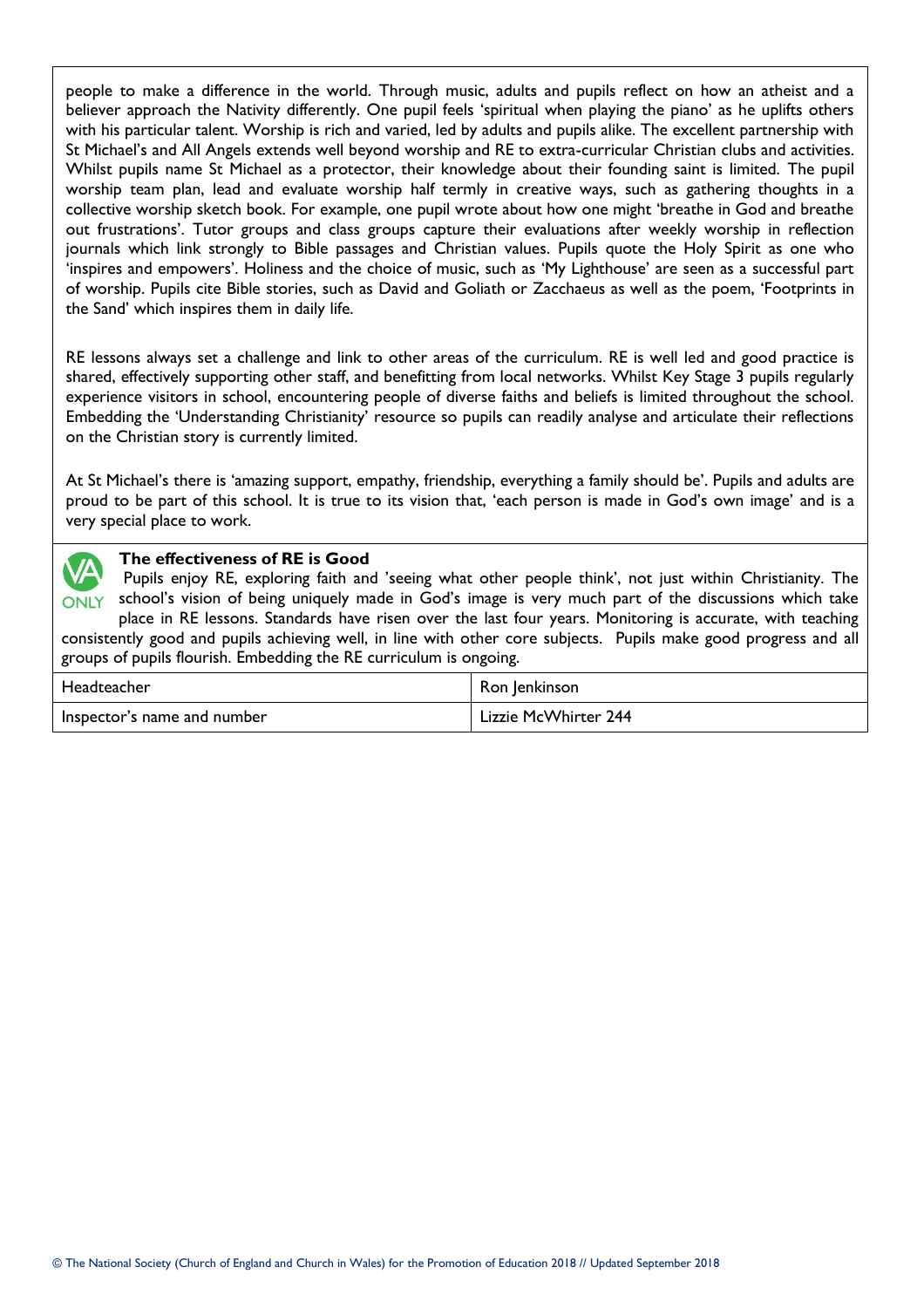people to make a difference in the world. Through music, adults and pupils reflect on how an atheist and a believer approach the Nativity differently. One pupil feels 'spiritual when playing the piano' as he uplifts others with his particular talent. Worship is rich and varied, led by adults and pupils alike. The excellent partnership with St Michael's and All Angels extends well beyond worship and RE to extra-curricular Christian clubs and activities. Whilst pupils name St Michael as a protector, their knowledge about their founding saint is limited. The pupil worship team plan, lead and evaluate worship half termly in creative ways, such as gathering thoughts in a collective worship sketch book. For example, one pupil wrote about how one might 'breathe in God and breathe out frustrations'. Tutor groups and class groups capture their evaluations after weekly worship in reflection journals which link strongly to Bible passages and Christian values. Pupils quote the Holy Spirit as one who 'inspires and empowers'. Holiness and the choice of music, such as 'My Lighthouse' are seen as a successful part of worship. Pupils cite Bible stories, such as David and Goliath or Zacchaeus as well as the poem, 'Footprints in the Sand' which inspires them in daily life.

RE lessons always set a challenge and link to other areas of the curriculum. RE is well led and good practice is shared, effectively supporting other staff, and benefitting from local networks. Whilst Key Stage 3 pupils regularly experience visitors in school, encountering people of diverse faiths and beliefs is limited throughout the school. Embedding the 'Understanding Christianity' resource so pupils can readily analyse and articulate their reflections on the Christian story is currently limited.

At St Michael's there is 'amazing support, empathy, friendship, everything a family should be'. Pupils and adults are proud to be part of this school. It is true to its vision that, 'each person is made in God's own image' and is a very special place to work.

VA ONLY

**The effectiveness of RE is Good**

Pupils enjoy RE, exploring faith and 'seeing what other people think', not just within Christianity. The school's vision of being uniquely made in God's image is very much part of the discussions which take place in RE lessons. Standards have risen over the last four years. Monitoring is accurate, with teaching consistently good and pupils achieving well, in line with other core subjects. Pupils make good progress and all groups of pupils flourish. Embedding the RE curriculum is ongoing.

| | |
|---|---|
| Headteacher | Ron Jenkinson |
| Inspector's name and number | Lizzie McWhirter 244 |

© The National Society (Church of England and Church in Wales) for the Promotion of Education 2018 // Updated September 2018